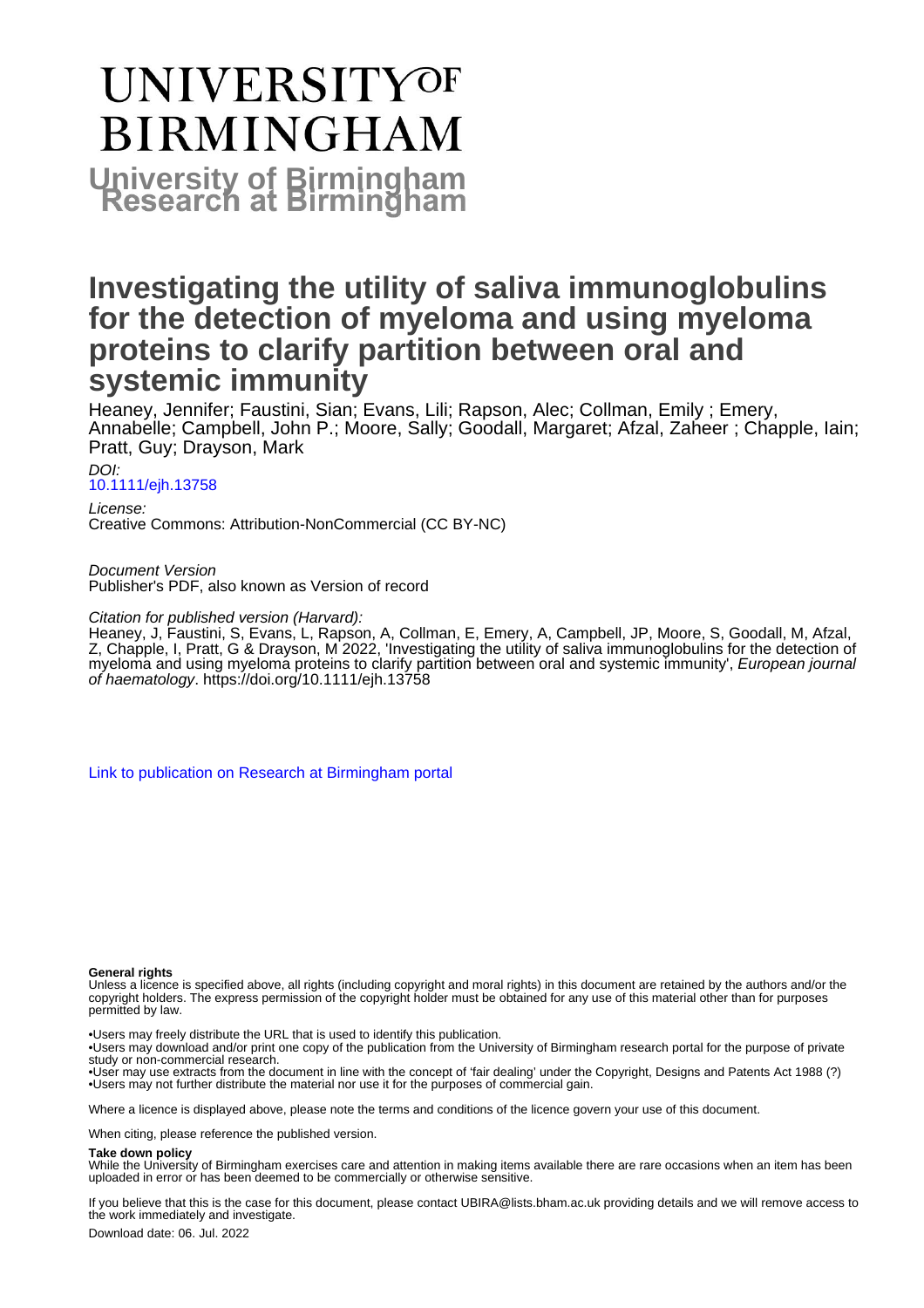# UNIVERSITY OF BIRMINGHAM

**University of Birmingham Research at Birmingham**

# Investigating the utility of saliva immunoglobulins for the detection of myeloma and using myeloma proteins to clarify partition between oral and systemic immunity

Heaney, Jennifer; Faustini, Sian; Evans, Lili; Rapson, Alec; Collman, Emily ; Emery, Annabelle; Campbell, John P.; Moore, Sally; Goodall, Margaret; Afzal, Zaheer ; Chapple, Iain; Pratt, Guy; Drayson, Mark

*DOI:*
[10.1111/ejh.13758](https://doi.org/10.1111/ejh.13758)

*License:*
Creative Commons: Attribution-NonCommercial (CC BY-NC)

*Document Version*
Publisher's PDF, also known as Version of record

*Citation for published version (Harvard):*
Heaney, J, Faustini, S, Evans, L, Rapson, A, Collman, E, Emery, A, Campbell, JP, Moore, S, Goodall, M, Afzal, Z, Chapple, I, Pratt, G & Drayson, M 2022, 'Investigating the utility of saliva immunoglobulins for the detection of myeloma and using myeloma proteins to clarify partition between oral and systemic immunity', *European journal of haematology*. https://doi.org/10.1111/ejh.13758

[Link to publication on Research at Birmingham portal](#)

**General rights**

Unless a licence is specified above, all rights (including copyright and moral rights) in this document are retained by the authors and/or the copyright holders. The express permission of the copyright holder must be obtained for any use of this material other than for purposes permitted by law.

•Users may freely distribute the URL that is used to identify this publication.
•Users may download and/or print one copy of the publication from the University of Birmingham research portal for the purpose of private study or non-commercial research.
•User may use extracts from the document in line with the concept of 'fair dealing' under the Copyright, Designs and Patents Act 1988 (?)
•Users may not further distribute the material nor use it for the purposes of commercial gain.

Where a licence is displayed above, please note the terms and conditions of the licence govern your use of this document.

When citing, please reference the published version.

**Take down policy**

While the University of Birmingham exercises care and attention in making items available there are rare occasions when an item has been uploaded in error or has been deemed to be commercially or otherwise sensitive.

If you believe that this is the case for this document, please contact UBIRA@lists.bham.ac.uk providing details and we will remove access to the work immediately and investigate.

Download date: 06. Jul. 2022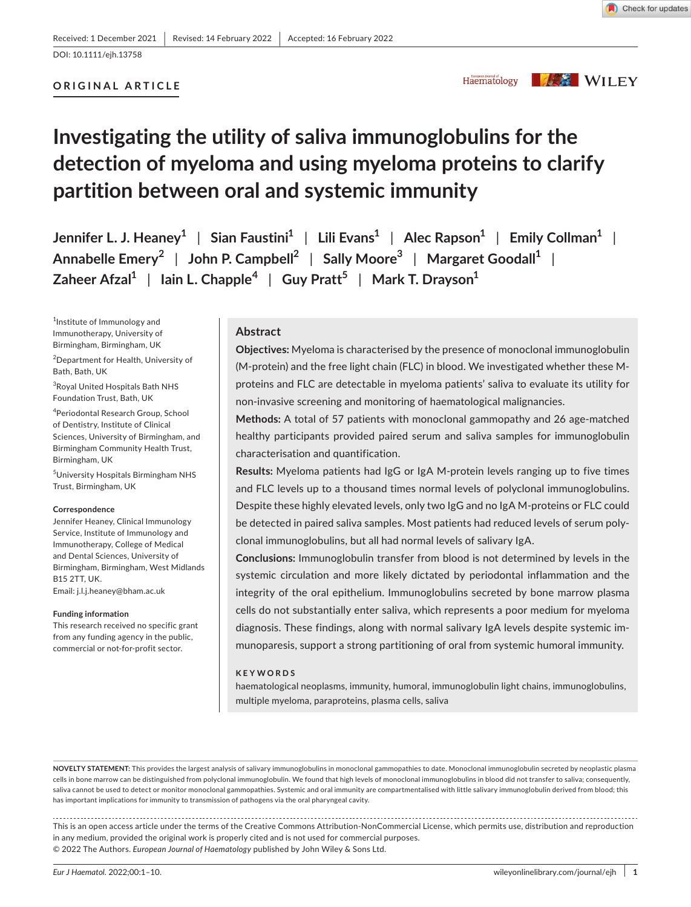Received: 1 December 2021 | Revised: 14 February 2022 | Accepted: 16 February 2022

DOI: 10.1111/ejh.13758

**ORIGINAL ARTICLE**

# Investigating the utility of saliva immunoglobulins for the detection of myeloma and using myeloma proteins to clarify partition between oral and systemic immunity

**Jennifer L. J. Heaney[1] | Sian Faustini[1] | Lili Evans[1] | Alec Rapson[1] | Emily Collman[1] | Annabelle Emery[2] | John P. Campbell[2] | Sally Moore[3] | Margaret Goodall[1] | Zaheer Afzal[1] | Iain L. Chapple[4] | Guy Pratt[5] | Mark T. Drayson[1]**

[1]Institute of Immunology and Immunotherapy, University of Birmingham, Birmingham, UK

[2]Department for Health, University of Bath, Bath, UK

[3]Royal United Hospitals Bath NHS Foundation Trust, Bath, UK

[4]Periodontal Research Group, School of Dentistry, Institute of Clinical Sciences, University of Birmingham, and Birmingham Community Health Trust, Birmingham, UK

[5]University Hospitals Birmingham NHS Trust, Birmingham, UK

**Correspondence**
Jennifer Heaney, Clinical Immunology Service, Institute of Immunology and Immunotherapy, College of Medical and Dental Sciences, University of Birmingham, Birmingham, West Midlands B15 2TT, UK.
Email: j.l.j.heaney@bham.ac.uk

**Funding information**
This research received no specific grant from any funding agency in the public, commercial or not-for-profit sector.

## Abstract

**Objectives:** Myeloma is characterised by the presence of monoclonal immunoglobulin (M-protein) and the free light chain (FLC) in blood. We investigated whether these M-proteins and FLC are detectable in myeloma patients' saliva to evaluate its utility for non-invasive screening and monitoring of haematological malignancies.

**Methods:** A total of 57 patients with monoclonal gammopathy and 26 age-matched healthy participants provided paired serum and saliva samples for immunoglobulin characterisation and quantification.

**Results:** Myeloma patients had IgG or IgA M-protein levels ranging up to five times and FLC levels up to a thousand times normal levels of polyclonal immunoglobulins. Despite these highly elevated levels, only two IgG and no IgA M-proteins or FLC could be detected in paired saliva samples. Most patients had reduced levels of serum polyclonal immunoglobulins, but all had normal levels of salivary IgA.

**Conclusions:** Immunoglobulin transfer from blood is not determined by levels in the systemic circulation and more likely dictated by periodontal inflammation and the integrity of the oral epithelium. Immunoglobulins secreted by bone marrow plasma cells do not substantially enter saliva, which represents a poor medium for myeloma diagnosis. These findings, along with normal salivary IgA levels despite systemic immunoparesis, support a strong partitioning of oral from systemic humoral immunity.

**KEYWORDS**
haematological neoplasms, immunity, humoral, immunoglobulin light chains, immunoglobulins, multiple myeloma, paraproteins, plasma cells, saliva

**NOVELTY STATEMENT:** This provides the largest analysis of salivary immunoglobulins in monoclonal gammopathies to date. Monoclonal immunoglobulin secreted by neoplastic plasma cells in bone marrow can be distinguished from polyclonal immunoglobulin. We found that high levels of monoclonal immunoglobulins in blood did not transfer to saliva; consequently, saliva cannot be used to detect or monitor monoclonal gammopathies. Systemic and oral immunity are compartmentalised with little salivary immunoglobulin derived from blood; this has important implications for immunity to transmission of pathogens via the oral pharyngeal cavity.

This is an open access article under the terms of the Creative Commons Attribution-NonCommercial License, which permits use, distribution and reproduction in any medium, provided the original work is properly cited and is not used for commercial purposes.
© 2022 The Authors. *European Journal of Haematology* published by John Wiley & Sons Ltd.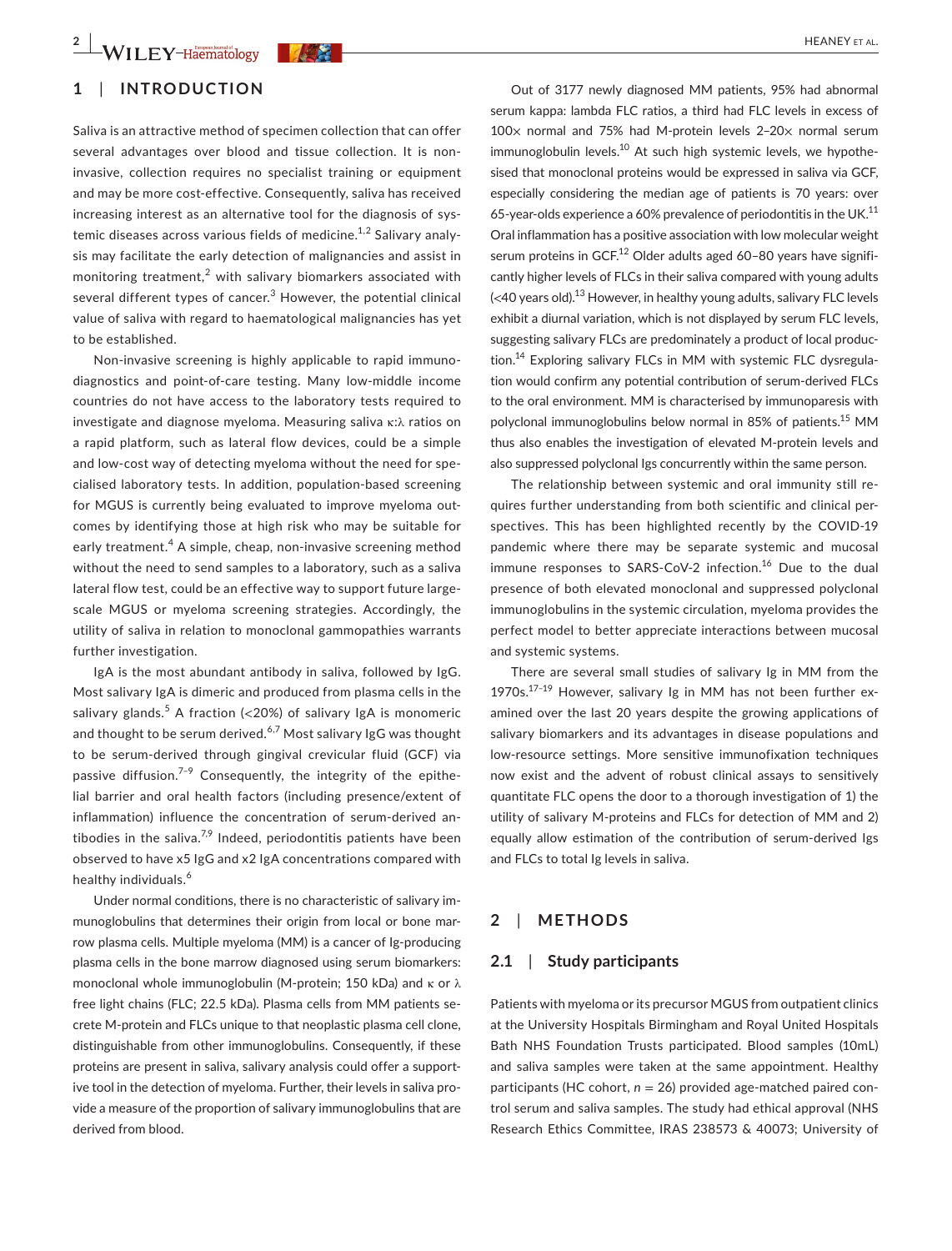## 1 | INTRODUCTION

Saliva is an attractive method of specimen collection that can offer several advantages over blood and tissue collection. It is non-invasive, collection requires no specialist training or equipment and may be more cost-effective. Consequently, saliva has received increasing interest as an alternative tool for the diagnosis of systemic diseases across various fields of medicine.[1,2] Salivary analysis may facilitate the early detection of malignancies and assist in monitoring treatment,[2] with salivary biomarkers associated with several different types of cancer.[3] However, the potential clinical value of saliva with regard to haematological malignancies has yet to be established.

Non-invasive screening is highly applicable to rapid immunodiagnostics and point-of-care testing. Many low-middle income countries do not have access to the laboratory tests required to investigate and diagnose myeloma. Measuring saliva κ:λ ratios on a rapid platform, such as lateral flow devices, could be a simple and low-cost way of detecting myeloma without the need for specialised laboratory tests. In addition, population-based screening for MGUS is currently being evaluated to improve myeloma outcomes by identifying those at high risk who may be suitable for early treatment.[4] A simple, cheap, non-invasive screening method without the need to send samples to a laboratory, such as a saliva lateral flow test, could be an effective way to support future large-scale MGUS or myeloma screening strategies. Accordingly, the utility of saliva in relation to monoclonal gammopathies warrants further investigation.

IgA is the most abundant antibody in saliva, followed by IgG. Most salivary IgA is dimeric and produced from plasma cells in the salivary glands.[5] A fraction (<20%) of salivary IgA is monomeric and thought to be serum derived.[6,7] Most salivary IgG was thought to be serum-derived through gingival crevicular fluid (GCF) via passive diffusion.[7–9] Consequently, the integrity of the epithelial barrier and oral health factors (including presence/extent of inflammation) influence the concentration of serum-derived antibodies in the saliva.[7,9] Indeed, periodontitis patients have been observed to have x5 IgG and x2 IgA concentrations compared with healthy individuals.[6]

Under normal conditions, there is no characteristic of salivary immunoglobulins that determines their origin from local or bone marrow plasma cells. Multiple myeloma (MM) is a cancer of Ig-producing plasma cells in the bone marrow diagnosed using serum biomarkers: monoclonal whole immunoglobulin (M-protein; 150 kDa) and κ or λ free light chains (FLC; 22.5 kDa). Plasma cells from MM patients secrete M-protein and FLCs unique to that neoplastic plasma cell clone, distinguishable from other immunoglobulins. Consequently, if these proteins are present in saliva, salivary analysis could offer a supportive tool in the detection of myeloma. Further, their levels in saliva provide a measure of the proportion of salivary immunoglobulins that are derived from blood.

Out of 3177 newly diagnosed MM patients, 95% had abnormal serum kappa: lambda FLC ratios, a third had FLC levels in excess of 100× normal and 75% had M-protein levels 2–20× normal serum immunoglobulin levels.[10] At such high systemic levels, we hypothesised that monoclonal proteins would be expressed in saliva via GCF, especially considering the median age of patients is 70 years: over 65-year-olds experience a 60% prevalence of periodontitis in the UK.[11] Oral inflammation has a positive association with low molecular weight serum proteins in GCF.[12] Older adults aged 60–80 years have significantly higher levels of FLCs in their saliva compared with young adults (<40 years old).[13] However, in healthy young adults, salivary FLC levels exhibit a diurnal variation, which is not displayed by serum FLC levels, suggesting salivary FLCs are predominately a product of local production.[14] Exploring salivary FLCs in MM with systemic FLC dysregulation would confirm any potential contribution of serum-derived FLCs to the oral environment. MM is characterised by immunoparesis with polyclonal immunoglobulins below normal in 85% of patients.[15] MM thus also enables the investigation of elevated M-protein levels and also suppressed polyclonal Igs concurrently within the same person.

The relationship between systemic and oral immunity still requires further understanding from both scientific and clinical perspectives. This has been highlighted recently by the COVID-19 pandemic where there may be separate systemic and mucosal immune responses to SARS-CoV-2 infection.[16] Due to the dual presence of both elevated monoclonal and suppressed polyclonal immunoglobulins in the systemic circulation, myeloma provides the perfect model to better appreciate interactions between mucosal and systemic systems.

There are several small studies of salivary Ig in MM from the 1970s.[17–19] However, salivary Ig in MM has not been further examined over the last 20 years despite the growing applications of salivary biomarkers and its advantages in disease populations and low-resource settings. More sensitive immunofixation techniques now exist and the advent of robust clinical assays to sensitively quantitate FLC opens the door to a thorough investigation of 1) the utility of salivary M-proteins and FLCs for detection of MM and 2) equally allow estimation of the contribution of serum-derived Igs and FLCs to total Ig levels in saliva.

## 2 | METHODS

### 2.1 | Study participants

Patients with myeloma or its precursor MGUS from outpatient clinics at the University Hospitals Birmingham and Royal United Hospitals Bath NHS Foundation Trusts participated. Blood samples (10mL) and saliva samples were taken at the same appointment. Healthy participants (HC cohort, $n = 26$) provided age-matched paired control serum and saliva samples. The study had ethical approval (NHS Research Ethics Committee, IRAS 238573 & 40073; University of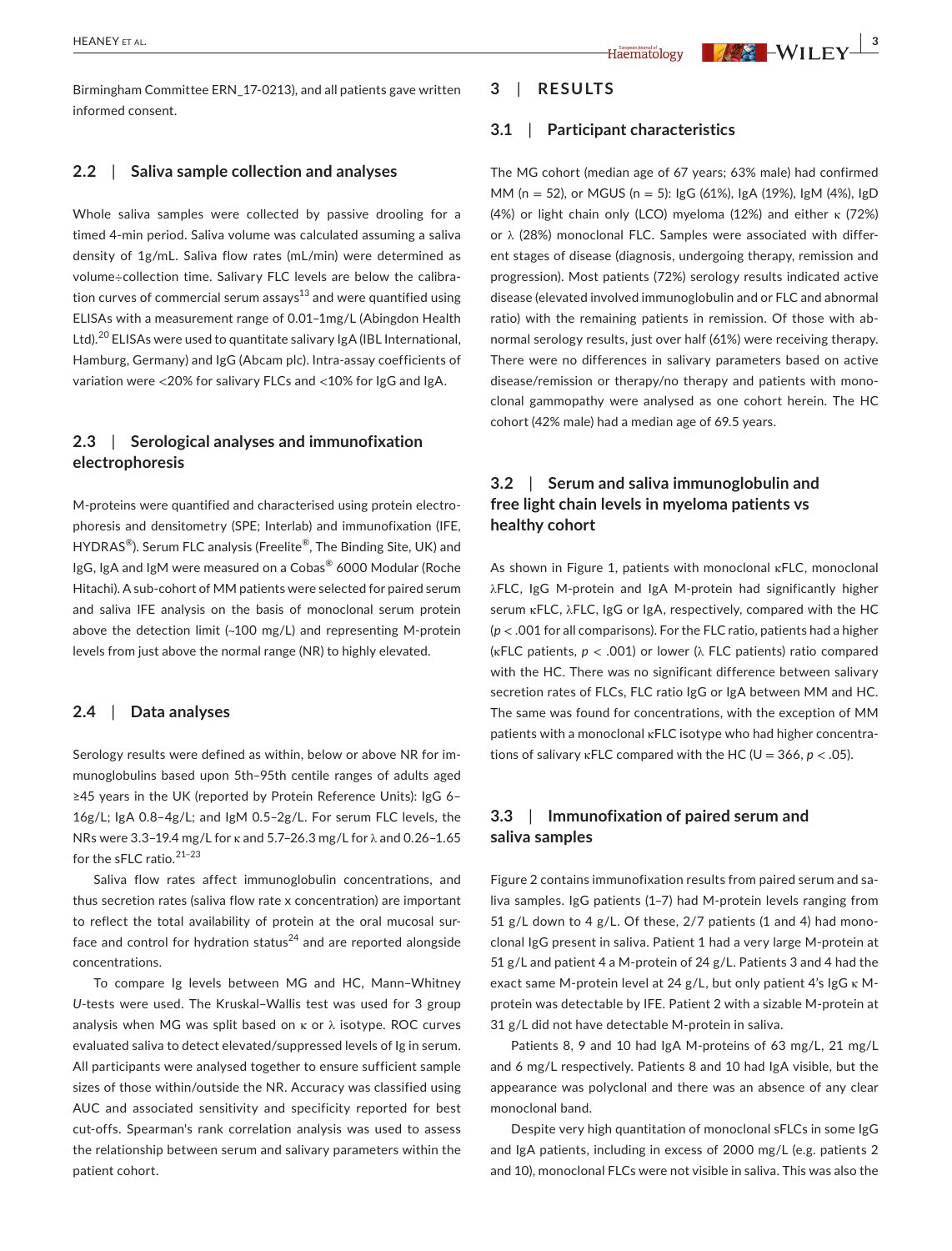Birmingham Committee ERN_17-0213), and all patients gave written informed consent.

### 2.2 | Saliva sample collection and analyses

Whole saliva samples were collected by passive drooling for a timed 4-min period. Saliva volume was calculated assuming a saliva density of 1g/mL. Saliva flow rates (mL/min) were determined as volume÷collection time. Salivary FLC levels are below the calibration curves of commercial serum assays[13] and were quantified using ELISAs with a measurement range of 0.01–1mg/L (Abingdon Health Ltd).[20] ELISAs were used to quantitate salivary IgA (IBL International, Hamburg, Germany) and IgG (Abcam plc). Intra-assay coefficients of variation were <20% for salivary FLCs and <10% for IgG and IgA.

### 2.3 | Serological analyses and immunofixation electrophoresis

M-proteins were quantified and characterised using protein electrophoresis and densitometry (SPE; Interlab) and immunofixation (IFE, HYDRAS®). Serum FLC analysis (Freelite®, The Binding Site, UK) and IgG, IgA and IgM were measured on a Cobas® 6000 Modular (Roche Hitachi). A sub-cohort of MM patients were selected for paired serum and saliva IFE analysis on the basis of monoclonal serum protein above the detection limit (~100 mg/L) and representing M-protein levels from just above the normal range (NR) to highly elevated.

### 2.4 | Data analyses

Serology results were defined as within, below or above NR for immunoglobulins based upon 5th–95th centile ranges of adults aged ≥45 years in the UK (reported by Protein Reference Units): IgG 6–16g/L; IgA 0.8–4g/L; and IgM 0.5–2g/L. For serum FLC levels, the NRs were 3.3–19.4 mg/L for κ and 5.7–26.3 mg/L for λ and 0.26–1.65 for the sFLC ratio.[21–23]

Saliva flow rates affect immunoglobulin concentrations, and thus secretion rates (saliva flow rate x concentration) are important to reflect the total availability of protein at the oral mucosal surface and control for hydration status[24] and are reported alongside concentrations.

To compare Ig levels between MG and HC, Mann–Whitney *U*-tests were used. The Kruskal–Wallis test was used for 3 group analysis when MG was split based on κ or λ isotype. ROC curves evaluated saliva to detect elevated/suppressed levels of Ig in serum. All participants were analysed together to ensure sufficient sample sizes of those within/outside the NR. Accuracy was classified using AUC and associated sensitivity and specificity reported for best cut-offs. Spearman's rank correlation analysis was used to assess the relationship between serum and salivary parameters within the patient cohort.

## 3 | RESULTS

### 3.1 | Participant characteristics

The MG cohort (median age of 67 years; 63% male) had confirmed MM (n = 52), or MGUS (n = 5): IgG (61%), IgA (19%), IgM (4%), IgD (4%) or light chain only (LCO) myeloma (12%) and either κ (72%) or λ (28%) monoclonal FLC. Samples were associated with different stages of disease (diagnosis, undergoing therapy, remission and progression). Most patients (72%) serology results indicated active disease (elevated involved immunoglobulin and or FLC and abnormal ratio) with the remaining patients in remission. Of those with abnormal serology results, just over half (61%) were receiving therapy. There were no differences in salivary parameters based on active disease/remission or therapy/no therapy and patients with monoclonal gammopathy were analysed as one cohort herein. The HC cohort (42% male) had a median age of 69.5 years.

### 3.2 | Serum and saliva immunoglobulin and free light chain levels in myeloma patients vs healthy cohort

As shown in Figure 1, patients with monoclonal κFLC, monoclonal λFLC, IgG M-protein and IgA M-protein had significantly higher serum κFLC, λFLC, IgG or IgA, respectively, compared with the HC ($p < .001$ for all comparisons). For the FLC ratio, patients had a higher (κFLC patients, $p < .001$) or lower (λ FLC patients) ratio compared with the HC. There was no significant difference between salivary secretion rates of FLCs, FLC ratio IgG or IgA between MM and HC. The same was found for concentrations, with the exception of MM patients with a monoclonal κFLC isotype who had higher concentrations of salivary κFLC compared with the HC ($U = 366$, $p < .05$).

### 3.3 | Immunofixation of paired serum and saliva samples

Figure 2 contains immunofixation results from paired serum and saliva samples. IgG patients (1–7) had M-protein levels ranging from 51 g/L down to 4 g/L. Of these, 2/7 patients (1 and 4) had monoclonal IgG present in saliva. Patient 1 had a very large M-protein at 51 g/L and patient 4 a M-protein of 24 g/L. Patients 3 and 4 had the exact same M-protein level at 24 g/L, but only patient 4's IgG κ M-protein was detectable by IFE. Patient 2 with a sizable M-protein at 31 g/L did not have detectable M-protein in saliva.

Patients 8, 9 and 10 had IgA M-proteins of 63 mg/L, 21 mg/L and 6 mg/L respectively. Patients 8 and 10 had IgA visible, but the appearance was polyclonal and there was an absence of any clear monoclonal band.

Despite very high quantitation of monoclonal sFLCs in some IgG and IgA patients, including in excess of 2000 mg/L (e.g. patients 2 and 10), monoclonal FLCs were not visible in saliva. This was also the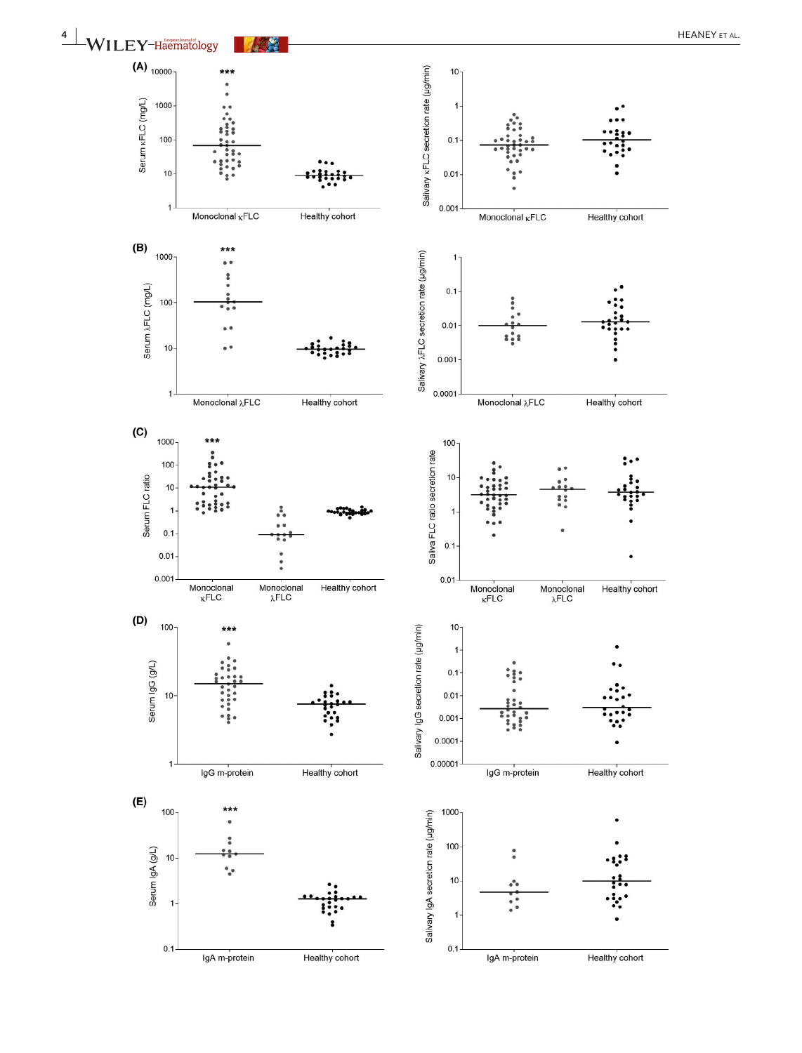(A)

Serum κFLC (mg/L): Monoclonal κFLC, Healthy cohort ***

Salivary κFLC secretion rate (μg/min): Monoclonal κFLC, Healthy cohort

(B)

Serum λFLC (mg/L): Monoclonal λFLC, Healthy cohort ***

Salivary λFLC secretion rate (μg/min): Monoclonal λFLC, Healthy cohort

(C)

Serum FLC ratio: Monoclonal κFLC, Monoclonal λFLC, Healthy cohort ***

Saliva FLC ratio secretion rate: Monoclonal κFLC, Monoclonal λFLC, Healthy cohort

(D)

Serum IgG (g/L): IgG m-protein, Healthy cohort ***

Salivary IgG secretion rate (μg/min): IgG m-protein, Healthy cohort

(E)

Serum IgA (g/L): IgA m-protein, Healthy cohort ***

Salivary IgA secretion rate (μg/min): IgA m-protein, Healthy cohort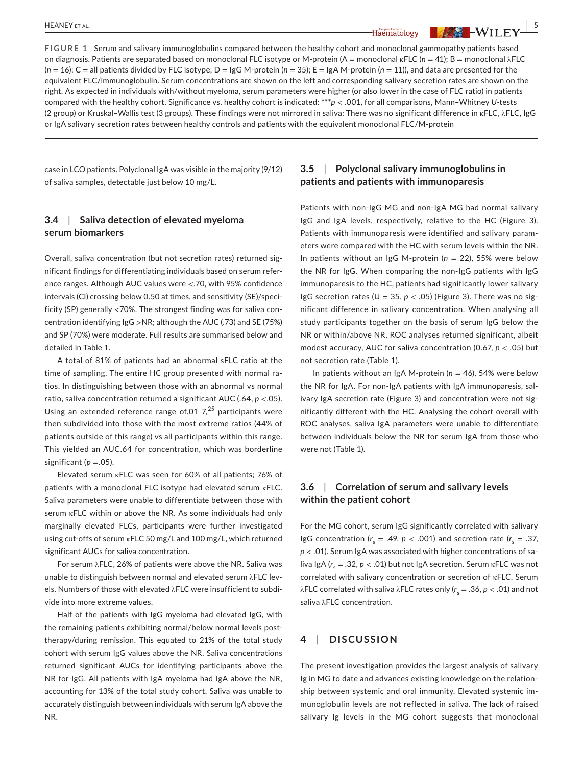**FIGURE 1** Serum and salivary immunoglobulins compared between the healthy cohort and monoclonal gammopathy patients based on diagnosis. Patients are separated based on monoclonal FLC isotype or M-protein (A = monoclonal κFLC ($n$ = 41); B = monoclonal λFLC ($n$ = 16); C = all patients divided by FLC isotype; D = IgG M-protein ($n$ = 35); E = IgA M-protein ($n$ = 11)), and data are presented for the equivalent FLC/immunoglobulin. Serum concentrations are shown on the left and corresponding salivary secretion rates are shown on the right. As expected in individuals with/without myeloma, serum parameters were higher (or also lower in the case of FLC ratio) in patients compared with the healthy cohort. Significance vs. healthy cohort is indicated: ***$p < .001$, for all comparisons, Mann–Whitney $U$-tests (2 group) or Kruskal–Wallis test (3 groups). These findings were not mirrored in saliva: There was no significant difference in κFLC, λFLC, IgG or IgA salivary secretion rates between healthy controls and patients with the equivalent monoclonal FLC/M-protein

case in LCO patients. Polyclonal IgA was visible in the majority (9/12) of saliva samples, detectable just below 10 mg/L.

### 3.4 | Saliva detection of elevated myeloma serum biomarkers

Overall, saliva concentration (but not secretion rates) returned significant findings for differentiating individuals based on serum reference ranges. Although AUC values were <.70, with 95% confidence intervals (CI) crossing below 0.50 at times, and sensitivity (SE)/specificity (SP) generally <70%. The strongest finding was for saliva concentration identifying IgG >NR; although the AUC (.73) and SE (75%) and SP (70%) were moderate. Full results are summarised below and detailed in Table 1.

A total of 81% of patients had an abnormal sFLC ratio at the time of sampling. The entire HC group presented with normal ratios. In distinguishing between those with an abnormal vs normal ratio, saliva concentration returned a significant AUC (.64, $p$ <.05). Using an extended reference range of.01–7,[25] participants were then subdivided into those with the most extreme ratios (44% of patients outside of this range) vs all participants within this range. This yielded an AUC.64 for concentration, which was borderline significant ($p$ =.05).

Elevated serum κFLC was seen for 60% of all patients; 76% of patients with a monoclonal FLC isotype had elevated serum κFLC. Saliva parameters were unable to differentiate between those with serum κFLC within or above the NR. As some individuals had only marginally elevated FLCs, participants were further investigated using cut-offs of serum κFLC 50 mg/L and 100 mg/L, which returned significant AUCs for saliva concentration.

For serum λFLC, 26% of patients were above the NR. Saliva was unable to distinguish between normal and elevated serum λFLC levels. Numbers of those with elevated λFLC were insufficient to subdivide into more extreme values.

Half of the patients with IgG myeloma had elevated IgG, with the remaining patients exhibiting normal/below normal levels post-therapy/during remission. This equated to 21% of the total study cohort with serum IgG values above the NR. Saliva concentrations returned significant AUCs for identifying participants above the NR for IgG. All patients with IgA myeloma had IgA above the NR, accounting for 13% of the total study cohort. Saliva was unable to accurately distinguish between individuals with serum IgA above the NR.

### 3.5 | Polyclonal salivary immunoglobulins in patients and patients with immunoparesis

Patients with non-IgG MG and non-IgA MG had normal salivary IgG and IgA levels, respectively, relative to the HC (Figure 3). Patients with immunoparesis were identified and salivary parameters were compared with the HC with serum levels within the NR. In patients without an IgG M-protein ($n$ = 22), 55% were below the NR for IgG. When comparing the non-IgG patients with IgG immunoparesis to the HC, patients had significantly lower salivary IgG secretion rates (U = 35, $p$ < .05) (Figure 3). There was no significant difference in salivary concentration. When analysing all study participants together on the basis of serum IgG below the NR or within/above NR, ROC analyses returned significant, albeit modest accuracy, AUC for saliva concentration (0.67, $p$ < .05) but not secretion rate (Table 1).

In patients without an IgA M-protein ($n$ = 46), 54% were below the NR for IgA. For non-IgA patients with IgA immunoparesis, salivary IgA secretion rate (Figure 3) and concentration were not significantly different with the HC. Analysing the cohort overall with ROC analyses, saliva IgA parameters were unable to differentiate between individuals below the NR for serum IgA from those who were not (Table 1).

### 3.6 | Correlation of serum and salivary levels within the patient cohort

For the MG cohort, serum IgG significantly correlated with salivary IgG concentration ($r_s$ = .49, $p$ < .001) and secretion rate ($r_s$ = .37, $p$ < .01). Serum IgA was associated with higher concentrations of saliva IgA ($r_s$ = .32, $p$ < .01) but not IgA secretion. Serum κFLC was not correlated with salivary concentration or secretion of κFLC. Serum λFLC correlated with saliva λFLC rates only ($r_s$ = .36, $p$ < .01) and not saliva λFLC concentration.

## 4 | DISCUSSION

The present investigation provides the largest analysis of salivary Ig in MG to date and advances existing knowledge on the relationship between systemic and oral immunity. Elevated systemic immunoglobulin levels are not reflected in saliva. The lack of raised salivary Ig levels in the MG cohort suggests that monoclonal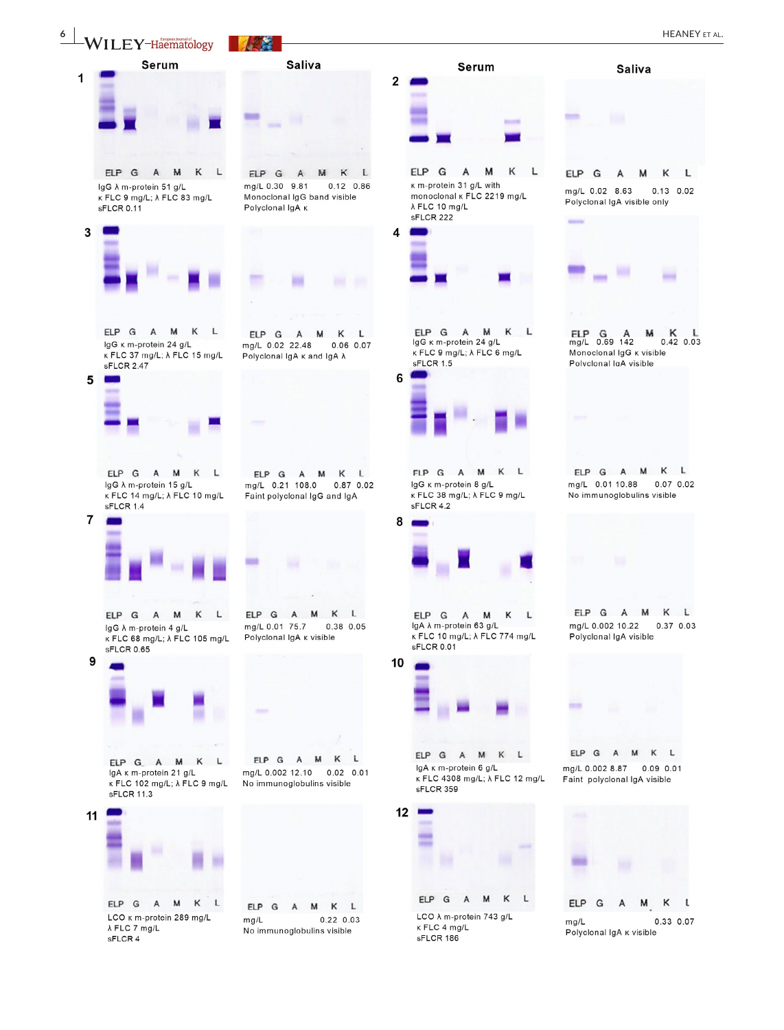**Serum** **Saliva** **Serum** **Saliva**

**1**

ELP G A M K L

IgG λ m-protein 51 g/L
κ FLC 9 mg/L; λ FLC 83 mg/L
sFLCR 0.11

ELP G A M K L

mg/L 0.30 9.81 0.12 0.86
Monoclonal IgG band visible
Polyclonal IgA κ

**2**

ELP G A M K L

κ m-protein 31 g/L with
monoclonal κ FLC 2219 mg/L
λ FLC 10 mg/L
sFLCR 222

ELP G A M K L

mg/L 0.02 8.63 0.13 0.02
Polyclonal IgA visible only

**3**

ELP G A M K L

IgG κ m-protein 24 g/L
κ FLC 37 mg/L; λ FLC 15 mg/L
sFLCR 2.47

ELP G A M K L

mg/L 0.02 22.48 0.06 0.07
Polyclonal IgA κ and IgA λ

**4**

ELP G A M K L

IgG κ m-protein 24 g/L
κ FLC 9 mg/L; λ FLC 6 mg/L
sFLCR 1.5

ELP G A M K L

mg/L 0.69 142 0.42 0.03
Monoclonal IgG κ visible
Polyclonal IgA visible

**5**

ELP G A M K L

IgG λ m-protein 15 g/L
κ FLC 14 mg/L; λ FLC 10 mg/L
sFLCR 1.4

ELP G A M K L

mg/L 0.21 108.0 0.87 0.02
Faint polyclonal IgG and IgA

**6**

ELP G A M K L

IgG κ m-protein 8 g/L
κ FLC 38 mg/L; λ FLC 9 mg/L
sFLCR 4.2

ELP G A M K L

mg/L 0.01 10.88 0.07 0.02
No immunoglobulins visible

**7**

ELP G A M K L

IgG λ m-protein 4 g/L
κ FLC 68 mg/L; λ FLC 105 mg/L
sFLCR 0.65

ELP G A M K L

mg/L 0.01 75.7 0.38 0.05
Polyclonal IgA κ visible

**8**

ELP G A M K L

IgA λ m-protein 63 g/L
κ FLC 10 mg/L; λ FLC 774 mg/L
sFLCR 0.01

ELP G A M K L

mg/L 0.002 10.22 0.37 0.03
Polyclonal IgA visible

**9**

ELP G A M K L

IgA κ m-protein 21 g/L
κ FLC 102 mg/L; λ FLC 9 mg/L
sFLCR 11.3

ELP G A M K L

mg/L 0.002 12.10 0.02 0.01
No immunoglobulins visible

**10**

ELP G A M K L

IgA κ m-protein 6 g/L
κ FLC 4308 mg/L; λ FLC 12 mg/L
sFLCR 359

ELP G A M K L

mg/L 0.002 8.87 0.09 0.01
Faint polyclonal IgA visible

**11**

ELP G A M K L

LCO κ m-protein 289 mg/L
λ FLC 7 mg/L
sFLCR 4

ELP G A M K L

mg/L 0.22 0.03
No immunoglobulins visible

**12**

ELP G A M K L

LCO λ m-protein 743 g/L
κ FLC 4 mg/L
sFLCR 186

ELP G A M K L

mg/L 0.33 0.07
Polyclonal IgA κ visible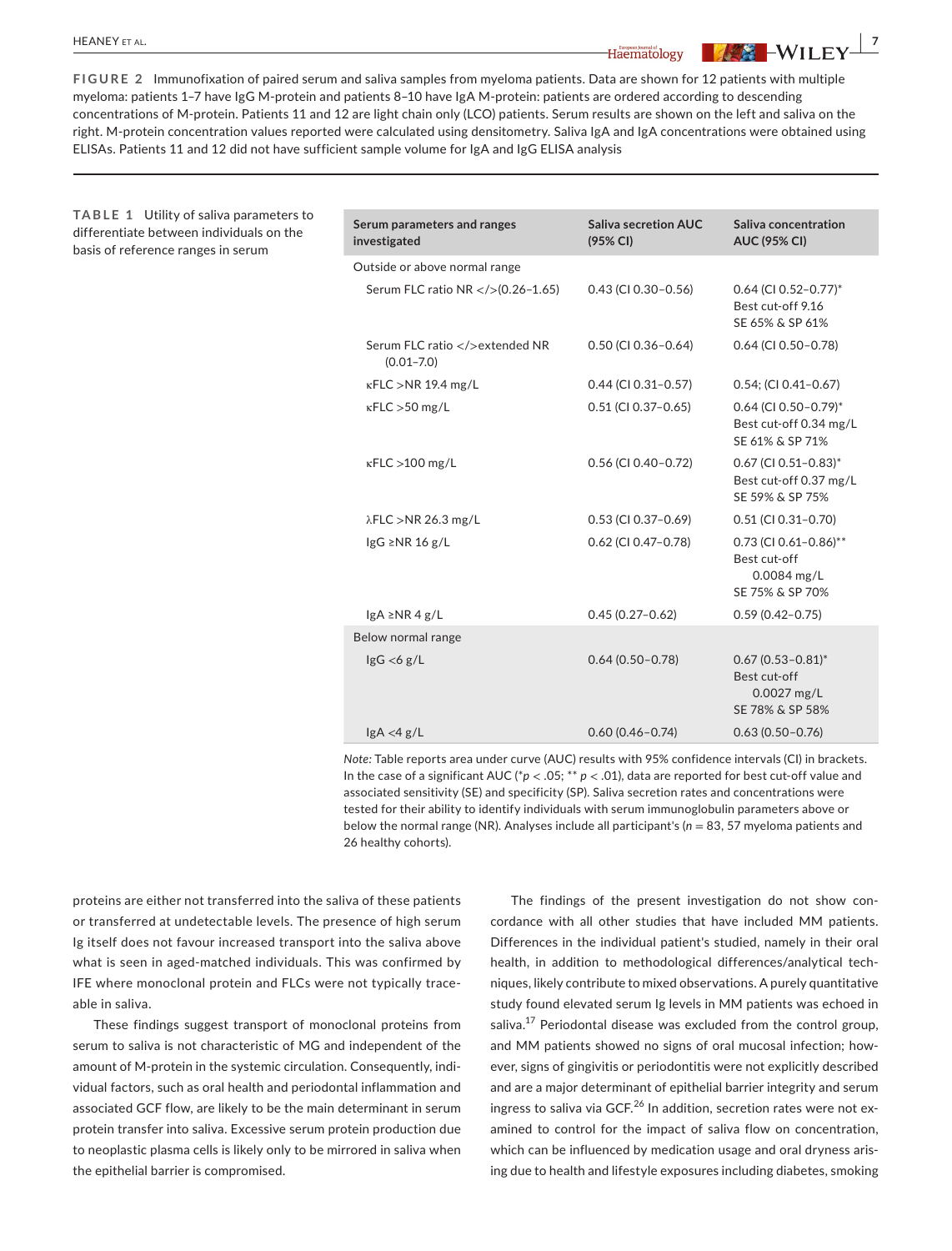**FIGURE 2** Immunofixation of paired serum and saliva samples from myeloma patients. Data are shown for 12 patients with multiple myeloma: patients 1–7 have IgG M-protein and patients 8–10 have IgA M-protein: patients are ordered according to descending concentrations of M-protein. Patients 11 and 12 are light chain only (LCO) patients. Serum results are shown on the left and saliva on the right. M-protein concentration values reported were calculated using densitometry. Saliva IgA and IgA concentrations were obtained using ELISAs. Patients 11 and 12 did not have sufficient sample volume for IgA and IgG ELISA analysis

**TABLE 1** Utility of saliva parameters to differentiate between individuals on the basis of reference ranges in serum

| Serum parameters and ranges investigated | Saliva secretion AUC (95% CI) | Saliva concentration AUC (95% CI) |
|---|---|---|
| Outside or above normal range | | |
| Serum FLC ratio NR </>(0.26–1.65) | 0.43 (CI 0.30–0.56) | 0.64 (CI 0.52–0.77)* Best cut-off 9.16 SE 65% & SP 61% |
| Serum FLC ratio </>extended NR (0.01–7.0) | 0.50 (CI 0.36–0.64) | 0.64 (CI 0.50–0.78) |
| κFLC >NR 19.4 mg/L | 0.44 (CI 0.31–0.57) | 0.54; (CI 0.41–0.67) |
| κFLC >50 mg/L | 0.51 (CI 0.37–0.65) | 0.64 (CI 0.50–0.79)* Best cut-off 0.34 mg/L SE 61% & SP 71% |
| κFLC >100 mg/L | 0.56 (CI 0.40–0.72) | 0.67 (CI 0.51–0.83)* Best cut-off 0.37 mg/L SE 59% & SP 75% |
| λFLC >NR 26.3 mg/L | 0.53 (CI 0.37–0.69) | 0.51 (CI 0.31–0.70) |
| IgG ≥NR 16 g/L | 0.62 (CI 0.47–0.78) | 0.73 (CI 0.61–0.86)** Best cut-off 0.0084 mg/L SE 75% & SP 70% |
| IgA ≥NR 4 g/L | 0.45 (0.27–0.62) | 0.59 (0.42–0.75) |
| Below normal range | | |
| IgG <6 g/L | 0.64 (0.50–0.78) | 0.67 (0.53–0.81)* Best cut-off 0.0027 mg/L SE 78% & SP 58% |
| IgA <4 g/L | 0.60 (0.46–0.74) | 0.63 (0.50–0.76) |

*Note:* Table reports area under curve (AUC) results with 95% confidence intervals (CI) in brackets. In the case of a significant AUC (*$p < .05$; ** $p < .01$), data are reported for best cut-off value and associated sensitivity (SE) and specificity (SP). Saliva secretion rates and concentrations were tested for their ability to identify individuals with serum immunoglobulin parameters above or below the normal range (NR). Analyses include all participant's ($n = 83$, 57 myeloma patients and 26 healthy cohorts).

proteins are either not transferred into the saliva of these patients or transferred at undetectable levels. The presence of high serum Ig itself does not favour increased transport into the saliva above what is seen in aged-matched individuals. This was confirmed by IFE where monoclonal protein and FLCs were not typically traceable in saliva.

These findings suggest transport of monoclonal proteins from serum to saliva is not characteristic of MG and independent of the amount of M-protein in the systemic circulation. Consequently, individual factors, such as oral health and periodontal inflammation and associated GCF flow, are likely to be the main determinant in serum protein transfer into saliva. Excessive serum protein production due to neoplastic plasma cells is likely only to be mirrored in saliva when the epithelial barrier is compromised.

The findings of the present investigation do not show concordance with all other studies that have included MM patients. Differences in the individual patient's studied, namely in their oral health, in addition to methodological differences/analytical techniques, likely contribute to mixed observations. A purely quantitative study found elevated serum Ig levels in MM patients was echoed in saliva.[17] Periodontal disease was excluded from the control group, and MM patients showed no signs of oral mucosal infection; however, signs of gingivitis or periodontitis were not explicitly described and are a major determinant of epithelial barrier integrity and serum ingress to saliva via GCF.[26] In addition, secretion rates were not examined to control for the impact of saliva flow on concentration, which can be influenced by medication usage and oral dryness arising due to health and lifestyle exposures including diabetes, smoking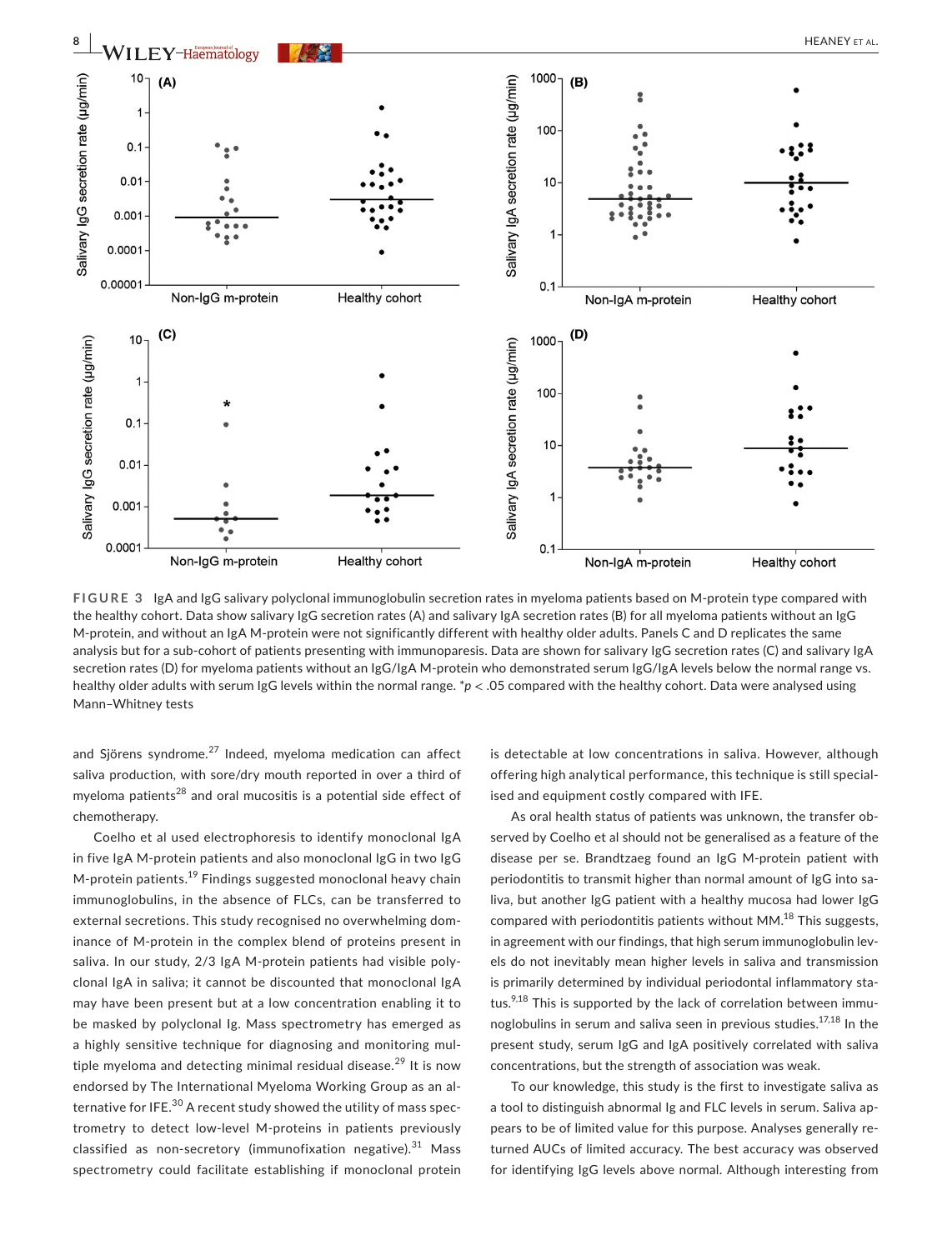FIGURE 3 IgA and IgG salivary polyclonal immunoglobulin secretion rates in myeloma patients based on M-protein type compared with the healthy cohort. Data show salivary IgG secretion rates (A) and salivary IgA secretion rates (B) for all myeloma patients without an IgG M-protein, and without an IgA M-protein were not significantly different with healthy older adults. Panels C and D replicates the same analysis but for a sub-cohort of patients presenting with immunoparesis. Data are shown for salivary IgG secretion rates (C) and salivary IgA secretion rates (D) for myeloma patients without an IgG/IgA M-protein who demonstrated serum IgG/IgA levels below the normal range vs. healthy older adults with serum IgG levels within the normal range. *$p < .05$ compared with the healthy cohort. Data were analysed using Mann–Whitney tests

and Sjörens syndrome.[27] Indeed, myeloma medication can affect saliva production, with sore/dry mouth reported in over a third of myeloma patients[28] and oral mucositis is a potential side effect of chemotherapy.

Coelho et al used electrophoresis to identify monoclonal IgA in five IgA M-protein patients and also monoclonal IgG in two IgG M-protein patients.[19] Findings suggested monoclonal heavy chain immunoglobulins, in the absence of FLCs, can be transferred to external secretions. This study recognised no overwhelming dominance of M-protein in the complex blend of proteins present in saliva. In our study, 2/3 IgA M-protein patients had visible polyclonal IgA in saliva; it cannot be discounted that monoclonal IgA may have been present but at a low concentration enabling it to be masked by polyclonal Ig. Mass spectrometry has emerged as a highly sensitive technique for diagnosing and monitoring multiple myeloma and detecting minimal residual disease.[29] It is now endorsed by The International Myeloma Working Group as an alternative for IFE.[30] A recent study showed the utility of mass spectrometry to detect low-level M-proteins in patients previously classified as non-secretory (immunofixation negative).[31] Mass spectrometry could facilitate establishing if monoclonal protein is detectable at low concentrations in saliva. However, although offering high analytical performance, this technique is still specialised and equipment costly compared with IFE.

As oral health status of patients was unknown, the transfer observed by Coelho et al should not be generalised as a feature of the disease per se. Brandtzaeg found an IgG M-protein patient with periodontitis to transmit higher than normal amount of IgG into saliva, but another IgG patient with a healthy mucosa had lower IgG compared with periodontitis patients without MM.[18] This suggests, in agreement with our findings, that high serum immunoglobulin levels do not inevitably mean higher levels in saliva and transmission is primarily determined by individual periodontal inflammatory status.[9,18] This is supported by the lack of correlation between immunoglobulins in serum and saliva seen in previous studies.[17,18] In the present study, serum IgG and IgA positively correlated with saliva concentrations, but the strength of association was weak.

To our knowledge, this study is the first to investigate saliva as a tool to distinguish abnormal Ig and FLC levels in serum. Saliva appears to be of limited value for this purpose. Analyses generally returned AUCs of limited accuracy. The best accuracy was observed for identifying IgG levels above normal. Although interesting from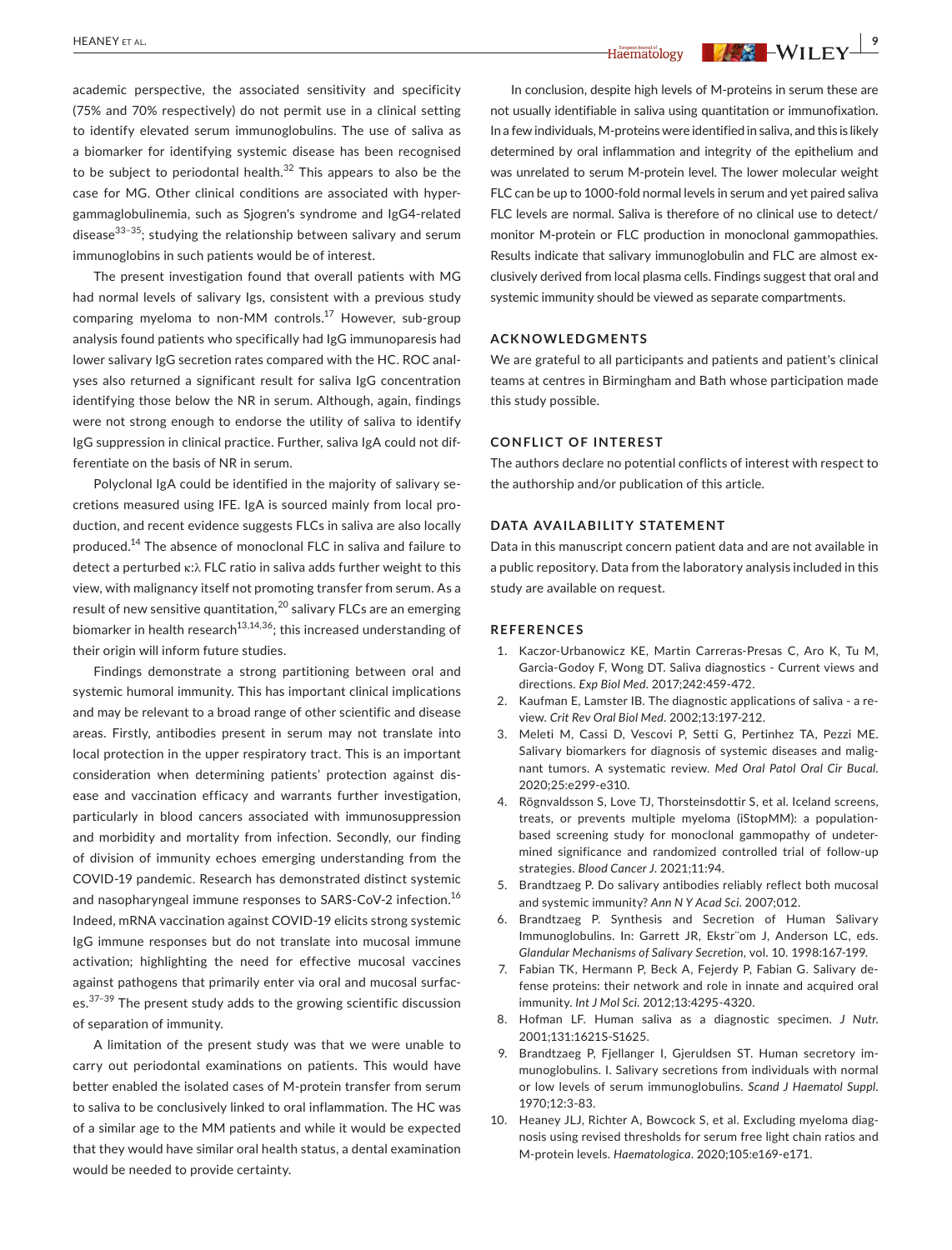academic perspective, the associated sensitivity and specificity (75% and 70% respectively) do not permit use in a clinical setting to identify elevated serum immunoglobulins. The use of saliva as a biomarker for identifying systemic disease has been recognised to be subject to periodontal health.[32] This appears to also be the case for MG. Other clinical conditions are associated with hypergammaglobulinemia, such as Sjogren's syndrome and IgG4-related disease[33–35]; studying the relationship between salivary and serum immunoglobins in such patients would be of interest.

The present investigation found that overall patients with MG had normal levels of salivary Igs, consistent with a previous study comparing myeloma to non-MM controls.[17] However, sub-group analysis found patients who specifically had IgG immunoparesis had lower salivary IgG secretion rates compared with the HC. ROC analyses also returned a significant result for saliva IgG concentration identifying those below the NR in serum. Although, again, findings were not strong enough to endorse the utility of saliva to identify IgG suppression in clinical practice. Further, saliva IgA could not differentiate on the basis of NR in serum.

Polyclonal IgA could be identified in the majority of salivary secretions measured using IFE. IgA is sourced mainly from local production, and recent evidence suggests FLCs in saliva are also locally produced.[14] The absence of monoclonal FLC in saliva and failure to detect a perturbed κ:λ FLC ratio in saliva adds further weight to this view, with malignancy itself not promoting transfer from serum. As a result of new sensitive quantitation,[20] salivary FLCs are an emerging biomarker in health research[13,14,36]; this increased understanding of their origin will inform future studies.

Findings demonstrate a strong partitioning between oral and systemic humoral immunity. This has important clinical implications and may be relevant to a broad range of other scientific and disease areas. Firstly, antibodies present in serum may not translate into local protection in the upper respiratory tract. This is an important consideration when determining patients' protection against disease and vaccination efficacy and warrants further investigation, particularly in blood cancers associated with immunosuppression and morbidity and mortality from infection. Secondly, our finding of division of immunity echoes emerging understanding from the COVID-19 pandemic. Research has demonstrated distinct systemic and nasopharyngeal immune responses to SARS-CoV-2 infection.[16] Indeed, mRNA vaccination against COVID-19 elicits strong systemic IgG immune responses but do not translate into mucosal immune activation; highlighting the need for effective mucosal vaccines against pathogens that primarily enter via oral and mucosal surfaces.[37–39] The present study adds to the growing scientific discussion of separation of immunity.

A limitation of the present study was that we were unable to carry out periodontal examinations on patients. This would have better enabled the isolated cases of M-protein transfer from serum to saliva to be conclusively linked to oral inflammation. The HC was of a similar age to the MM patients and while it would be expected that they would have similar oral health status, a dental examination would be needed to provide certainty.

In conclusion, despite high levels of M-proteins in serum these are not usually identifiable in saliva using quantitation or immunofixation. In a few individuals, M-proteins were identified in saliva, and this is likely determined by oral inflammation and integrity of the epithelium and was unrelated to serum M-protein level. The lower molecular weight FLC can be up to 1000-fold normal levels in serum and yet paired saliva FLC levels are normal. Saliva is therefore of no clinical use to detect/monitor M-protein or FLC production in monoclonal gammopathies. Results indicate that salivary immunoglobulin and FLC are almost exclusively derived from local plasma cells. Findings suggest that oral and systemic immunity should be viewed as separate compartments.

## ACKNOWLEDGMENTS

We are grateful to all participants and patients and patient's clinical teams at centres in Birmingham and Bath whose participation made this study possible.

## CONFLICT OF INTEREST

The authors declare no potential conflicts of interest with respect to the authorship and/or publication of this article.

## DATA AVAILABILITY STATEMENT

Data in this manuscript concern patient data and are not available in a public repository. Data from the laboratory analysis included in this study are available on request.

## REFERENCES

1. Kaczor-Urbanowicz KE, Martin Carreras-Presas C, Aro K, Tu M, Garcia-Godoy F, Wong DT. Saliva diagnostics - Current views and directions. *Exp Biol Med*. 2017;242:459-472.
2. Kaufman E, Lamster IB. The diagnostic applications of saliva - a review. *Crit Rev Oral Biol Med*. 2002;13:197-212.
3. Meleti M, Cassi D, Vescovi P, Setti G, Pertinhez TA, Pezzi ME. Salivary biomarkers for diagnosis of systemic diseases and malignant tumors. A systematic review. *Med Oral Patol Oral Cir Bucal*. 2020;25:e299-e310.
4. Rögnvaldsson S, Love TJ, Thorsteinsdottir S, et al. Iceland screens, treats, or prevents multiple myeloma (iStopMM): a population-based screening study for monoclonal gammopathy of undetermined significance and randomized controlled trial of follow-up strategies. *Blood Cancer J*. 2021;11:94.
5. Brandtzaeg P. Do salivary antibodies reliably reflect both mucosal and systemic immunity? *Ann N Y Acad Sci*. 2007;012.
6. Brandtzaeg P. Synthesis and Secretion of Human Salivary Immunoglobulins. In: Garrett JR, Ekstr¨om J, Anderson LC, eds. *Glandular Mechanisms of Salivary Secretion*, vol. 10. 1998:167-199.
7. Fabian TK, Hermann P, Beck A, Fejerdy P, Fabian G. Salivary defense proteins: their network and role in innate and acquired oral immunity. *Int J Mol Sci*. 2012;13:4295-4320.
8. Hofman LF. Human saliva as a diagnostic specimen. *J Nutr*. 2001;131:1621S-1625.
9. Brandtzaeg P, Fjellanger I, Gjeruldsen ST. Human secretory immunoglobulins. I. Salivary secretions from individuals with normal or low levels of serum immunoglobulins. *Scand J Haematol Suppl*. 1970;12:3-83.
10. Heaney JLJ, Richter A, Bowcock S, et al. Excluding myeloma diagnosis using revised thresholds for serum free light chain ratios and M-protein levels. *Haematologica*. 2020;105:e169-e171.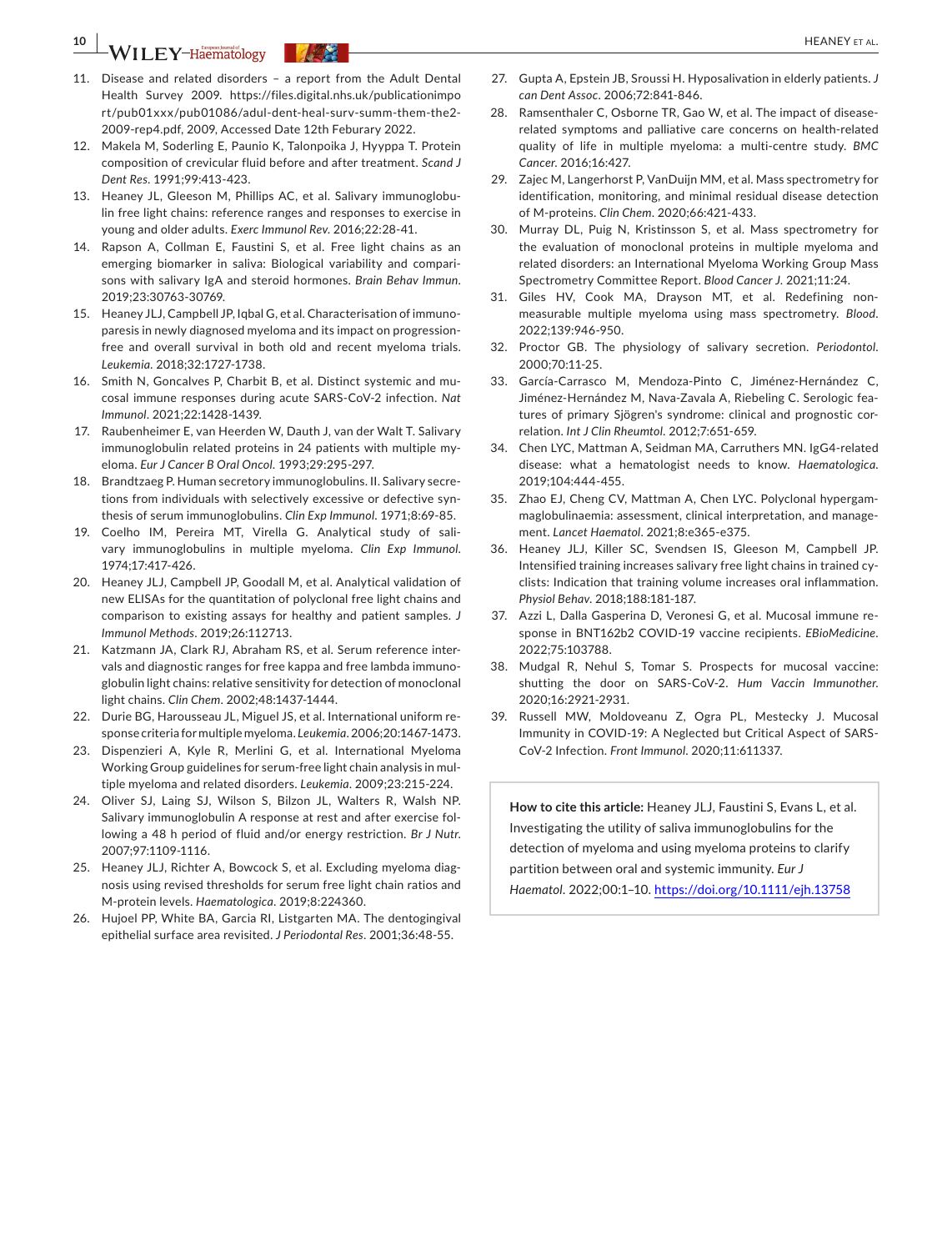11. Disease and related disorders – a report from the Adult Dental Health Survey 2009. https://files.digital.nhs.uk/publicationimport/pub01xxx/pub01086/adul-dent-heal-surv-summ-them-the2-2009-rep4.pdf, 2009, Accessed Date 12th Feburary 2022.
12. Makela M, Soderling E, Paunio K, Talonpoika J, Hyyppa T. Protein composition of crevicular fluid before and after treatment. *Scand J Dent Res*. 1991;99:413-423.
13. Heaney JL, Gleeson M, Phillips AC, et al. Salivary immunoglobulin free light chains: reference ranges and responses to exercise in young and older adults. *Exerc Immunol Rev*. 2016;22:28-41.
14. Rapson A, Collman E, Faustini S, et al. Free light chains as an emerging biomarker in saliva: Biological variability and comparisons with salivary IgA and steroid hormones. *Brain Behav Immun*. 2019;23:30763-30769.
15. Heaney JLJ, Campbell JP, Iqbal G, et al. Characterisation of immunoparesis in newly diagnosed myeloma and its impact on progression-free and overall survival in both old and recent myeloma trials. *Leukemia*. 2018;32:1727-1738.
16. Smith N, Goncalves P, Charbit B, et al. Distinct systemic and mucosal immune responses during acute SARS-CoV-2 infection. *Nat Immunol*. 2021;22:1428-1439.
17. Raubenheimer E, van Heerden W, Dauth J, van der Walt T. Salivary immunoglobulin related proteins in 24 patients with multiple myeloma. *Eur J Cancer B Oral Oncol*. 1993;29:295-297.
18. Brandtzaeg P. Human secretory immunoglobulins. II. Salivary secretions from individuals with selectively excessive or defective synthesis of serum immunoglobulins. *Clin Exp Immunol*. 1971;8:69-85.
19. Coelho IM, Pereira MT, Virella G. Analytical study of salivary immunoglobulins in multiple myeloma. *Clin Exp Immunol*. 1974;17:417-426.
20. Heaney JLJ, Campbell JP, Goodall M, et al. Analytical validation of new ELISAs for the quantitation of polyclonal free light chains and comparison to existing assays for healthy and patient samples. *J Immunol Methods*. 2019;26:112713.
21. Katzmann JA, Clark RJ, Abraham RS, et al. Serum reference intervals and diagnostic ranges for free kappa and free lambda immunoglobulin light chains: relative sensitivity for detection of monoclonal light chains. *Clin Chem*. 2002;48:1437-1444.
22. Durie BG, Harousseau JL, Miguel JS, et al. International uniform response criteria for multiple myeloma. *Leukemia*. 2006;20:1467-1473.
23. Dispenzieri A, Kyle R, Merlini G, et al. International Myeloma Working Group guidelines for serum-free light chain analysis in multiple myeloma and related disorders. *Leukemia*. 2009;23:215-224.
24. Oliver SJ, Laing SJ, Wilson S, Bilzon JL, Walters R, Walsh NP. Salivary immunoglobulin A response at rest and after exercise following a 48 h period of fluid and/or energy restriction. *Br J Nutr*. 2007;97:1109-1116.
25. Heaney JLJ, Richter A, Bowcock S, et al. Excluding myeloma diagnosis using revised thresholds for serum free light chain ratios and M-protein levels. *Haematologica*. 2019;8:224360.
26. Hujoel PP, White BA, Garcia RI, Listgarten MA. The dentogingival epithelial surface area revisited. *J Periodontal Res*. 2001;36:48-55.
27. Gupta A, Epstein JB, Sroussi H. Hyposalivation in elderly patients. *J can Dent Assoc*. 2006;72:841-846.
28. Ramsenthaler C, Osborne TR, Gao W, et al. The impact of disease-related symptoms and palliative care concerns on health-related quality of life in multiple myeloma: a multi-centre study. *BMC Cancer*. 2016;16:427.
29. Zajec M, Langerhorst P, VanDuijn MM, et al. Mass spectrometry for identification, monitoring, and minimal residual disease detection of M-proteins. *Clin Chem*. 2020;66:421-433.
30. Murray DL, Puig N, Kristinsson S, et al. Mass spectrometry for the evaluation of monoclonal proteins in multiple myeloma and related disorders: an International Myeloma Working Group Mass Spectrometry Committee Report. *Blood Cancer J*. 2021;11:24.
31. Giles HV, Cook MA, Drayson MT, et al. Redefining nonmeasurable multiple myeloma using mass spectrometry. *Blood*. 2022;139:946-950.
32. Proctor GB. The physiology of salivary secretion. *Periodontol*. 2000;70:11-25.
33. García-Carrasco M, Mendoza-Pinto C, Jiménez-Hernández C, Jiménez-Hernández M, Nava-Zavala A, Riebeling C. Serologic features of primary Sjögren's syndrome: clinical and prognostic correlation. *Int J Clin Rheumtol*. 2012;7:651-659.
34. Chen LYC, Mattman A, Seidman MA, Carruthers MN. IgG4-related disease: what a hematologist needs to know. *Haematologica*. 2019;104:444-455.
35. Zhao EJ, Cheng CV, Mattman A, Chen LYC. Polyclonal hypergammaglobulinaemia: assessment, clinical interpretation, and management. *Lancet Haematol*. 2021;8:e365-e375.
36. Heaney JLJ, Killer SC, Svendsen IS, Gleeson M, Campbell JP. Intensified training increases salivary free light chains in trained cyclists: Indication that training volume increases oral inflammation. *Physiol Behav*. 2018;188:181-187.
37. Azzi L, Dalla Gasperina D, Veronesi G, et al. Mucosal immune response in BNT162b2 COVID-19 vaccine recipients. *EBioMedicine*. 2022;75:103788.
38. Mudgal R, Nehul S, Tomar S. Prospects for mucosal vaccine: shutting the door on SARS-CoV-2. *Hum Vaccin Immunother*. 2020;16:2921-2931.
39. Russell MW, Moldoveanu Z, Ogra PL, Mestecky J. Mucosal Immunity in COVID-19: A Neglected but Critical Aspect of SARS-CoV-2 Infection. *Front Immunol*. 2020;11:611337.

**How to cite this article:** Heaney JLJ, Faustini S, Evans L, et al. Investigating the utility of saliva immunoglobulins for the detection of myeloma and using myeloma proteins to clarify partition between oral and systemic immunity. *Eur J Haematol*. 2022;00:1–10. https://doi.org/10.1111/ejh.13758